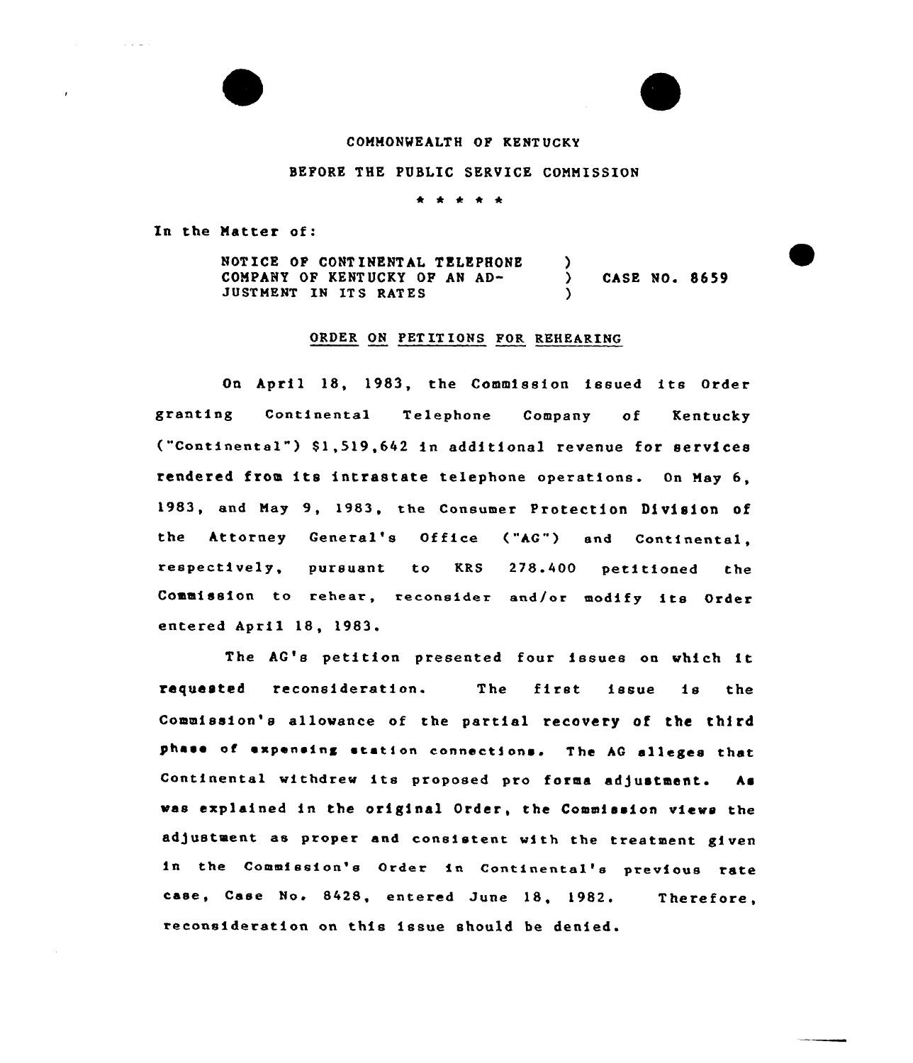COMMONWEALTH OF KENTUCKY

BEFORE THE PUBLIC SERVICE COMMISSION

\* \* \* \* \*

In the Matter of:

| | | |
|---|---|---|
| NOTICE OF CONTINENTAL TELEPHONE COMPANY OF KENTUCKY OF AN ADJUSTMENT IN ITS RATES | ) ) ) | CASE NO. 8659 |

ORDER ON PETITIONS FOR REHEARING

On April 18, 1983, the Commission issued its Order granting Continental Telephone Company of Kentucky ("Continental") $1,519,642 in additional revenue for services rendered from its intrastate telephone operations. On May 6, 1983, and May 9, 1983, the Consumer Protection Division of the Attorney General's Office ("AG") and Continental, respectively, pursuant to KRS 278.400 petitioned the Commission to rehear, reconsider and/or modify its Order entered April 18, 1983.

The AG's petition presented four issues on which it requested reconsideration. The first issue is the Commission's allowance of the partial recovery of the third phase of expensing station connections. The AG alleges that Continental withdrew its proposed pro forma adjustment. As was explained in the original Order, the Commission views the adjustment as proper and consistent with the treatment given in the Commission's Order in Continental's previous rate case, Case No. 8428, entered June 18, 1982. Therefore, reconsideration on this issue should be denied.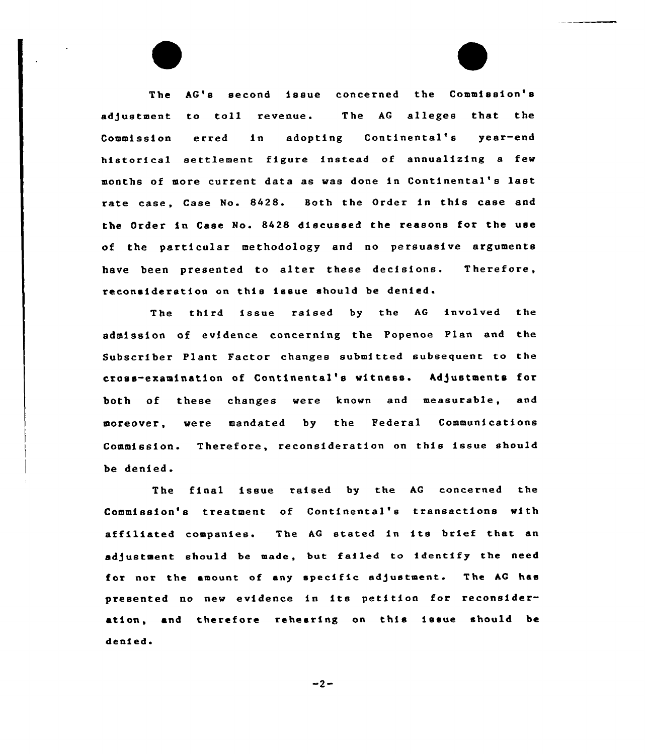The AG's second issue concerned the Commission's adjustment to toll revenue. The AG alleges that the Commission erred in adopting Continental's year-end historical settlement figure instead of annualizing a few months of more current data as was done in Continental's last rate case, Case No. 8428. Both the Order in this case and the Order in Case No. 8428 discussed the reasons for the use of the particular methodology and no persuasive arguments have been presented to alter these decisions. Therefore, reconsideration on this issue should be denied.

The third issue raised by the AG involved the admission of evidence concerning the Popenoe Plan and the Subscriber Plant Factor changes submitted subsequent to the cross-examination of Continental's witness. Adjustments for both of these changes were known and measurable, and moreover, were mandated by the Federal Communications Commission. Therefore, reconsideration on this issue should be denied.

The final issue raised by the AG concerned the Commission's treatment of Continental's transactions with affiliated companies. The AG stated in its brief that an adjustment should be made, but failed to identify the need for nor the amount of any specific adjustment. The AG has presented no new evidence in its petition for reconsideration, and therefore rehearing on this issue should be denied.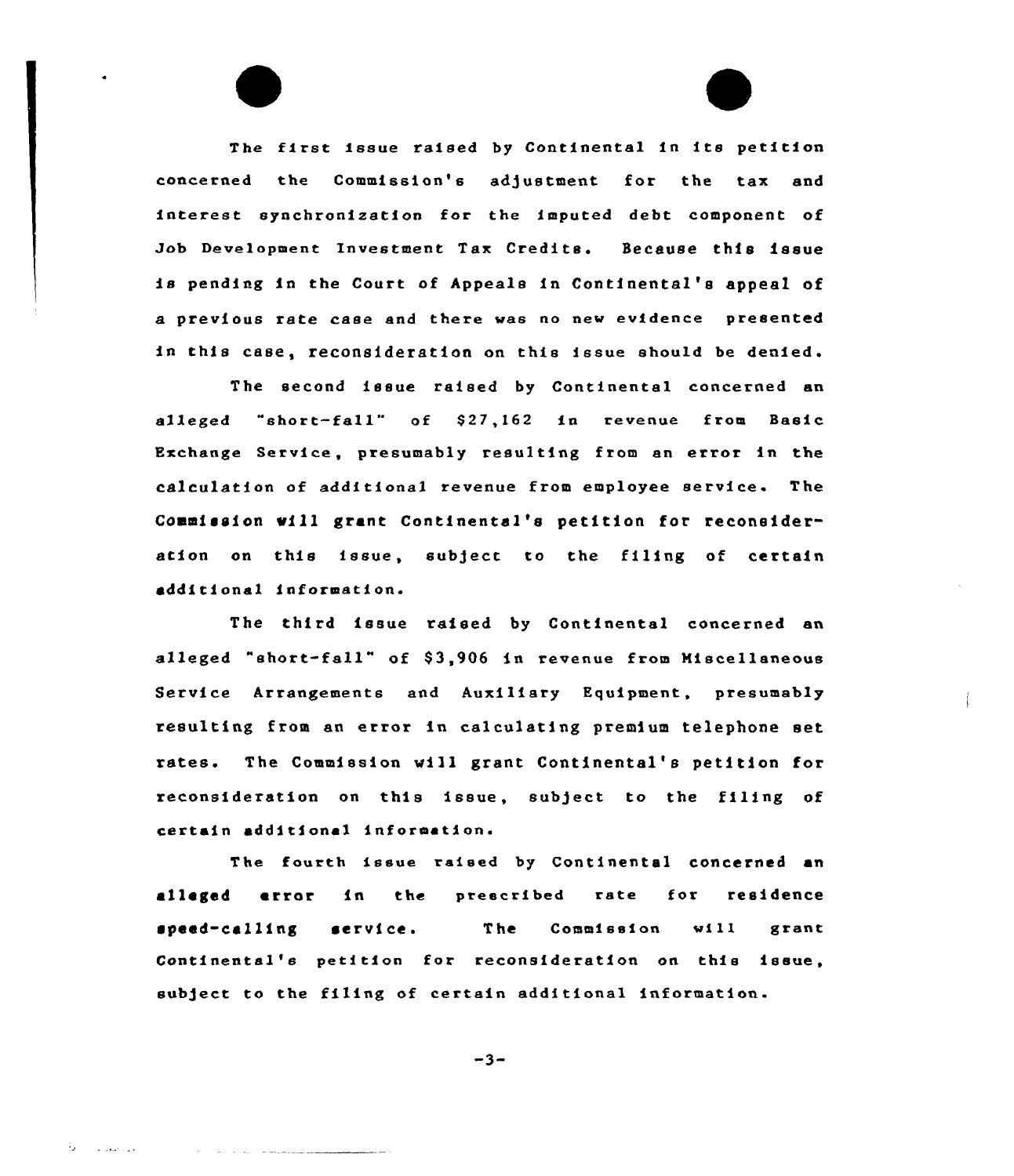The first issue raised by Continental in its petition concerned the Commission's adjustment for the tax and interest synchronization for the imputed debt component of Job Development Investment Tax Credits. Because this issue is pending in the Court of Appeals in Continental's appeal of a previous rate case and there was no new evidence presented in this case, reconsideration on this issue should be denied.

The second issue raised by Continental concerned an alleged "short-fall" of $27,162 in revenue from Basic Exchange Service, presumably resulting from an error in the calculation of additional revenue from employee service. The Commission will grant Continental's petition for reconsideration on this issue, subject to the filing of certain additional information.

The third issue raised by Continental concerned an alleged "short-fall" of $3,906 in revenue from Miscellaneous Service Arrangements and Auxiliary Equipment, presumably resulting from an error in calculating premium telephone set rates. The Commission will grant Continental's petition for reconsideration on this issue, subject to the filing of certain additional information.

The fourth issue raised by Continental concerned an alleged error in the prescribed rate for residence speed-calling service. The Commission will grant Continental's petition for reconsideration on this issue, subject to the filing of certain additional information.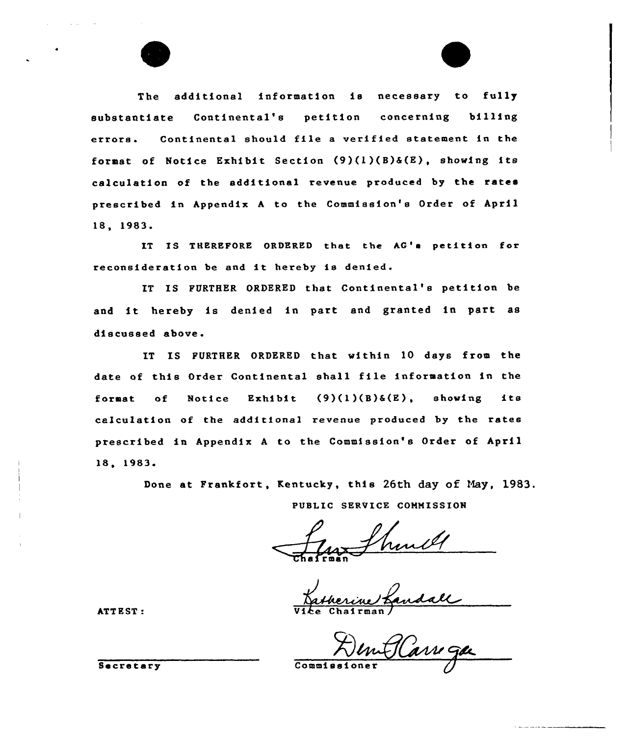The additional information is necessary to fully substantiate Continental's petition concerning billing errors. Continental should file a verified statement in the format of Notice Exhibit Section (9)(1)(B)&(E), showing its calculation of the additional revenue produced by the rates prescribed in Appendix A to the Commission's Order of April 18, 1983.

IT IS THEREFORE ORDERED that the AG's petition for reconsideration be and it hereby is denied.

IT IS FURTHER ORDERED that Continental's petition be and it hereby is denied in part and granted in part as discussed above.

IT IS FURTHER ORDERED that within 10 days from the date of this Order Continental shall file information in the format of Notice Exhibit (9)(1)(B)&(E), showing its calculation of the additional revenue produced by the rates prescribed in Appendix A to the Commission's Order of April 18, 1983.

Done at Frankfort, Kentucky, this 26th day of May, 1983.

PUBLIC SERVICE COMMISSION

Chairman

Vice Chairman

Commissioner

ATTEST:

Secretary